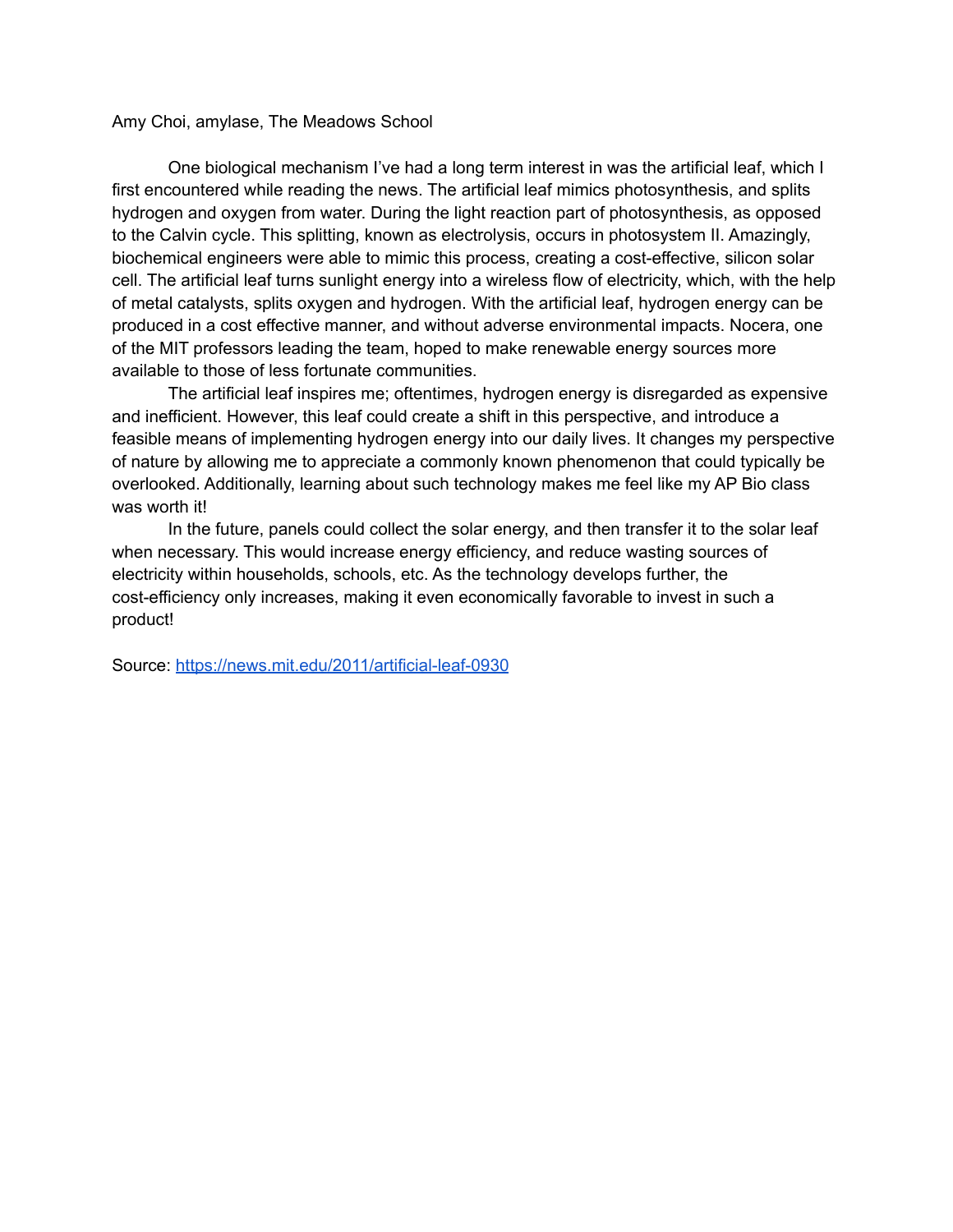Amy Choi, amylase, The Meadows School

One biological mechanism I've had a long term interest in was the artificial leaf, which I first encountered while reading the news. The artificial leaf mimics photosynthesis, and splits hydrogen and oxygen from water. During the light reaction part of photosynthesis, as opposed to the Calvin cycle. This splitting, known as electrolysis, occurs in photosystem II. Amazingly, biochemical engineers were able to mimic this process, creating a cost-effective, silicon solar cell. The artificial leaf turns sunlight energy into a wireless flow of electricity, which, with the help of metal catalysts, splits oxygen and hydrogen. With the artificial leaf, hydrogen energy can be produced in a cost effective manner, and without adverse environmental impacts. Nocera, one of the MIT professors leading the team, hoped to make renewable energy sources more available to those of less fortunate communities.

The artificial leaf inspires me; oftentimes, hydrogen energy is disregarded as expensive and inefficient. However, this leaf could create a shift in this perspective, and introduce a feasible means of implementing hydrogen energy into our daily lives. It changes my perspective of nature by allowing me to appreciate a commonly known phenomenon that could typically be overlooked. Additionally, learning about such technology makes me feel like my AP Bio class was worth it!

In the future, panels could collect the solar energy, and then transfer it to the solar leaf when necessary. This would increase energy efficiency, and reduce wasting sources of electricity within households, schools, etc. As the technology develops further, the cost-efficiency only increases, making it even economically favorable to invest in such a product!

Source: [https://news.mit.edu/2011/artificial-leaf-0930](https://news.mit.edu/2011/artificial-leaf-0930)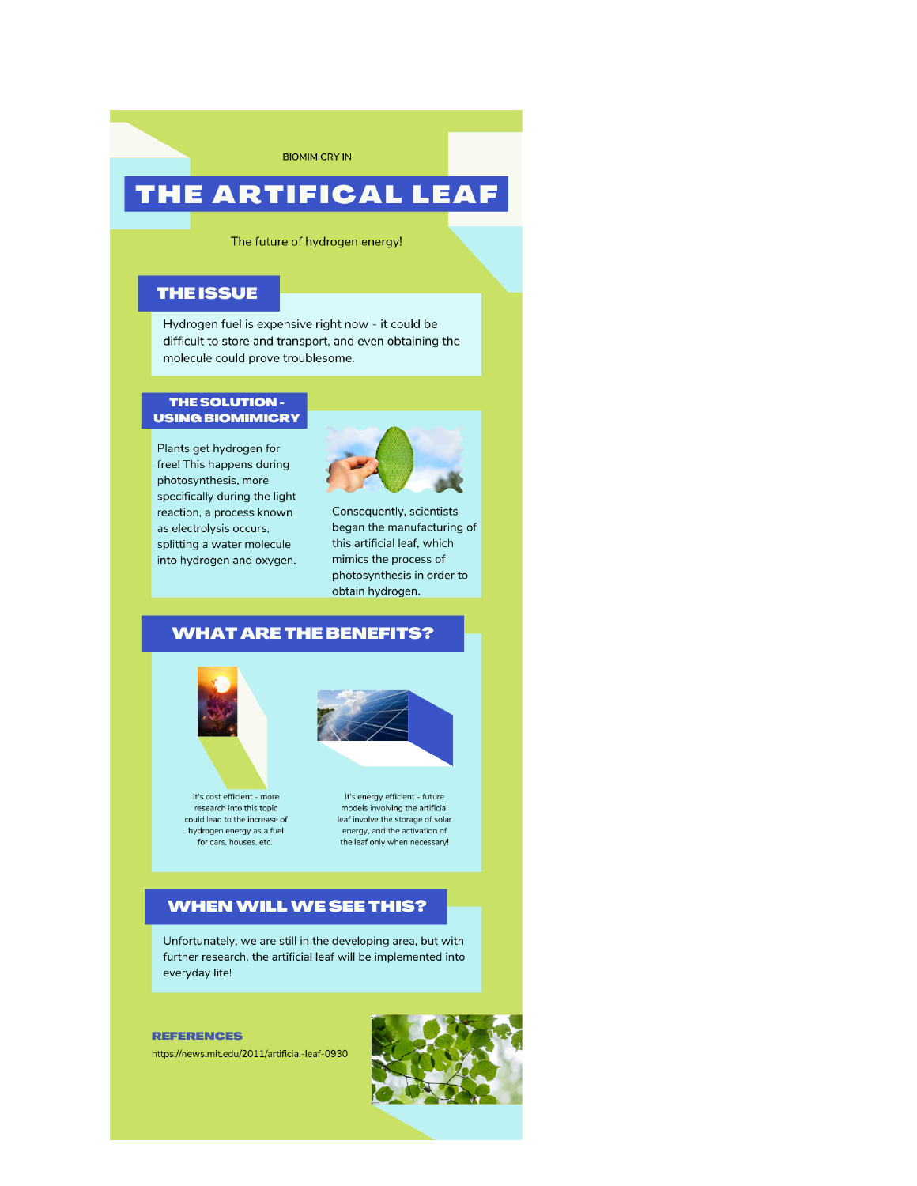BIOMIMICRY IN

# THE ARTIFICAL LEAF

The future of hydrogen energy!

## THE ISSUE

Hydrogen fuel is expensive right now - it could be difficult to store and transport, and even obtaining the molecule could prove troublesome.

## THE SOLUTION - USING BIOMIMICRY

Plants get hydrogen for free! This happens during photosynthesis, more specifically during the light reaction, a process known as electrolysis occurs, splitting a water molecule into hydrogen and oxygen.

Consequently, scientists began the manufacturing of this artificial leaf, which mimics the process of photosynthesis in order to obtain hydrogen.

## WHAT ARE THE BENEFITS?

It's cost efficient - more research into this topic could lead to the increase of hydrogen energy as a fuel for cars, houses, etc.

It's energy efficient - future models involving the artificial leaf involve the storage of solar energy, and the activation of the leaf only when necessary!

## WHEN WILL WE SEE THIS?

Unfortunately, we are still in the developing area, but with further research, the artificial leaf will be implemented into everyday life!

### REFERENCES

https://news.mit.edu/2011/artificial-leaf-0930